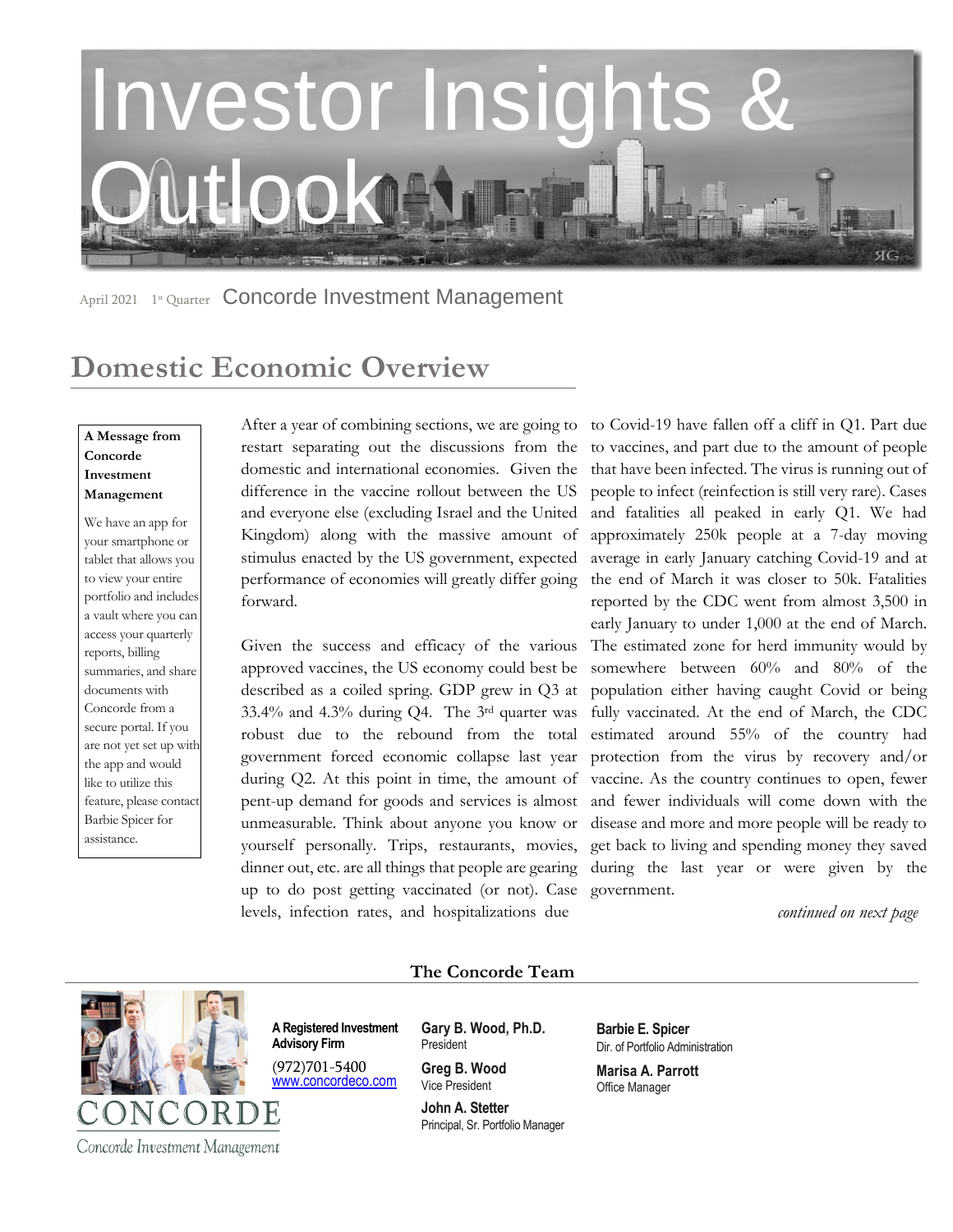# Investor Insights & Outlook

April 2021 1st Quarter Concorde Investment Management

## Domestic Economic Overview

**A Message from Concorde Investment Management**

We have an app for your smartphone or tablet that allows you to view your entire portfolio and includes a vault where you can access your quarterly reports, billing summaries, and share documents with Concorde from a secure portal. If you are not yet set up with the app and would like to utilize this feature, please contact Barbie Spicer for assistance.

After a year of combining sections, we are going to restart separating out the discussions from the domestic and international economies. Given the difference in the vaccine rollout between the US and everyone else (excluding Israel and the United Kingdom) along with the massive amount of stimulus enacted by the US government, expected performance of economies will greatly differ going forward.

Given the success and efficacy of the various approved vaccines, the US economy could best be described as a coiled spring. GDP grew in Q3 at 33.4% and 4.3% during Q4. The 3rd quarter was robust due to the rebound from the total government forced economic collapse last year during Q2. At this point in time, the amount of pent-up demand for goods and services is almost unmeasurable. Think about anyone you know or yourself personally. Trips, restaurants, movies, dinner out, etc. are all things that people are gearing up to do post getting vaccinated (or not). Case levels, infection rates, and hospitalizations due to Covid-19 have fallen off a cliff in Q1. Part due to vaccines, and part due to the amount of people that have been infected. The virus is running out of people to infect (reinfection is still very rare). Cases and fatalities all peaked in early Q1. We had approximately 250k people at a 7-day moving average in early January catching Covid-19 and at the end of March it was closer to 50k. Fatalities reported by the CDC went from almost 3,500 in early January to under 1,000 at the end of March. The estimated zone for herd immunity would by somewhere between 60% and 80% of the population either having caught Covid or being fully vaccinated. At the end of March, the CDC estimated around 55% of the country had protection from the virus by recovery and/or vaccine. As the country continues to open, fewer and fewer individuals will come down with the disease and more and more people will be ready to get back to living and spending money they saved during the last year or were given by the government.

*continued on next page*

**The Concorde Team**

CONCORDE
Concorde Investment Management

**A Registered Investment Advisory Firm**
(972)701-5400
www.concordeco.com

**Gary B. Wood, Ph.D.**
President

**Greg B. Wood**
Vice President

**John A. Stetter**
Principal, Sr. Portfolio Manager

**Barbie E. Spicer**
Dir. of Portfolio Administration

**Marisa A. Parrott**
Office Manager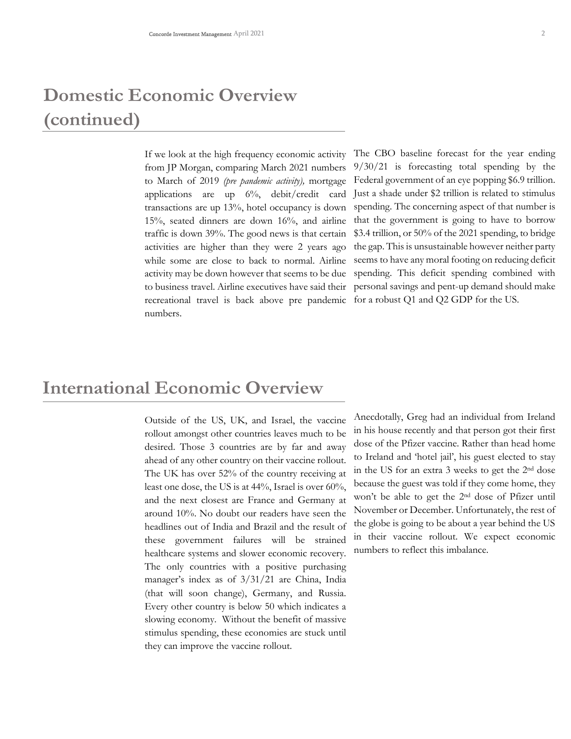# Domestic Economic Overview (continued)

If we look at the high frequency economic activity from JP Morgan, comparing March 2021 numbers to March of 2019 *(pre pandemic activity),* mortgage applications are up 6%, debit/credit card transactions are up 13%, hotel occupancy is down 15%, seated dinners are down 16%, and airline traffic is down 39%. The good news is that certain activities are higher than they were 2 years ago while some are close to back to normal. Airline activity may be down however that seems to be due to business travel. Airline executives have said their recreational travel is back above pre pandemic numbers.

The CBO baseline forecast for the year ending 9/30/21 is forecasting total spending by the Federal government of an eye popping $6.9 trillion. Just a shade under $2 trillion is related to stimulus spending. The concerning aspect of that number is that the government is going to have to borrow $3.4 trillion, or 50% of the 2021 spending, to bridge the gap. This is unsustainable however neither party seems to have any moral footing on reducing deficit spending. This deficit spending combined with personal savings and pent-up demand should make for a robust Q1 and Q2 GDP for the US.

# International Economic Overview

Outside of the US, UK, and Israel, the vaccine rollout amongst other countries leaves much to be desired. Those 3 countries are by far and away ahead of any other country on their vaccine rollout. The UK has over 52% of the country receiving at least one dose, the US is at 44%, Israel is over 60%, and the next closest are France and Germany at around 10%. No doubt our readers have seen the headlines out of India and Brazil and the result of these government failures will be strained healthcare systems and slower economic recovery. The only countries with a positive purchasing manager's index as of 3/31/21 are China, India (that will soon change), Germany, and Russia. Every other country is below 50 which indicates a slowing economy. Without the benefit of massive stimulus spending, these economies are stuck until they can improve the vaccine rollout.

Anecdotally, Greg had an individual from Ireland in his house recently and that person got their first dose of the Pfizer vaccine. Rather than head home to Ireland and 'hotel jail', his guest elected to stay in the US for an extra 3 weeks to get the 2nd dose because the guest was told if they come home, they won't be able to get the 2nd dose of Pfizer until November or December. Unfortunately, the rest of the globe is going to be about a year behind the US in their vaccine rollout. We expect economic numbers to reflect this imbalance.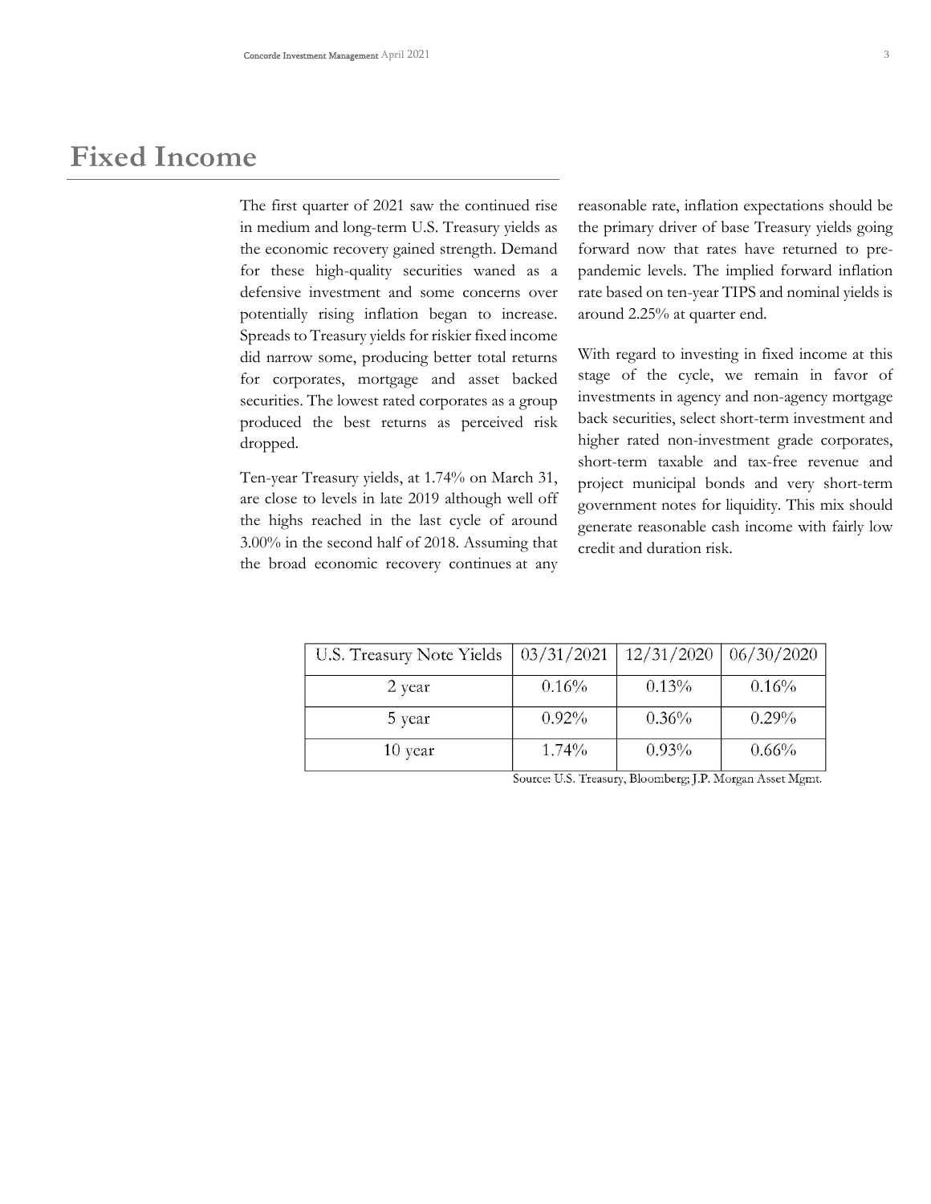# Fixed Income

The first quarter of 2021 saw the continued rise in medium and long-term U.S. Treasury yields as the economic recovery gained strength. Demand for these high-quality securities waned as a defensive investment and some concerns over potentially rising inflation began to increase. Spreads to Treasury yields for riskier fixed income did narrow some, producing better total returns for corporates, mortgage and asset backed securities. The lowest rated corporates as a group produced the best returns as perceived risk dropped.

Ten-year Treasury yields, at 1.74% on March 31, are close to levels in late 2019 although well off the highs reached in the last cycle of around 3.00% in the second half of 2018. Assuming that the broad economic recovery continues at any reasonable rate, inflation expectations should be the primary driver of base Treasury yields going forward now that rates have returned to pre-pandemic levels. The implied forward inflation rate based on ten-year TIPS and nominal yields is around 2.25% at quarter end.

With regard to investing in fixed income at this stage of the cycle, we remain in favor of investments in agency and non-agency mortgage back securities, select short-term investment and higher rated non-investment grade corporates, short-term taxable and tax-free revenue and project municipal bonds and very short-term government notes for liquidity. This mix should generate reasonable cash income with fairly low credit and duration risk.

| U.S. Treasury Note Yields | 03/31/2021 | 12/31/2020 | 06/30/2020 |
|---|---|---|---|
| 2 year | 0.16% | 0.13% | 0.16% |
| 5 year | 0.92% | 0.36% | 0.29% |
| 10 year | 1.74% | 0.93% | 0.66% |

Source: U.S. Treasury, Bloomberg; J.P. Morgan Asset Mgmt.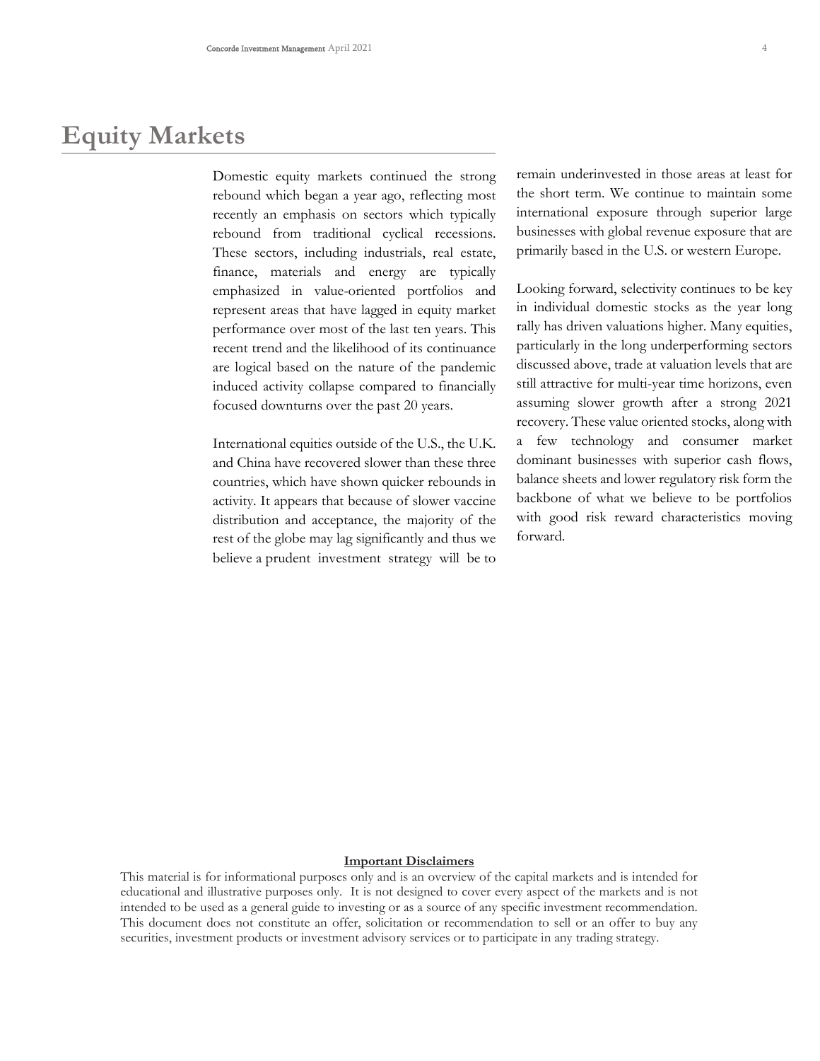# Equity Markets

Domestic equity markets continued the strong rebound which began a year ago, reflecting most recently an emphasis on sectors which typically rebound from traditional cyclical recessions. These sectors, including industrials, real estate, finance, materials and energy are typically emphasized in value-oriented portfolios and represent areas that have lagged in equity market performance over most of the last ten years. This recent trend and the likelihood of its continuance are logical based on the nature of the pandemic induced activity collapse compared to financially focused downturns over the past 20 years.

International equities outside of the U.S., the U.K. and China have recovered slower than these three countries, which have shown quicker rebounds in activity. It appears that because of slower vaccine distribution and acceptance, the majority of the rest of the globe may lag significantly and thus we believe a prudent investment strategy will be to remain underinvested in those areas at least for the short term. We continue to maintain some international exposure through superior large businesses with global revenue exposure that are primarily based in the U.S. or western Europe.

Looking forward, selectivity continues to be key in individual domestic stocks as the year long rally has driven valuations higher. Many equities, particularly in the long underperforming sectors discussed above, trade at valuation levels that are still attractive for multi-year time horizons, even assuming slower growth after a strong 2021 recovery. These value oriented stocks, along with a few technology and consumer market dominant businesses with superior cash flows, balance sheets and lower regulatory risk form the backbone of what we believe to be portfolios with good risk reward characteristics moving forward.

**Important Disclaimers**

This material is for informational purposes only and is an overview of the capital markets and is intended for educational and illustrative purposes only. It is not designed to cover every aspect of the markets and is not intended to be used as a general guide to investing or as a source of any specific investment recommendation. This document does not constitute an offer, solicitation or recommendation to sell or an offer to buy any securities, investment products or investment advisory services or to participate in any trading strategy.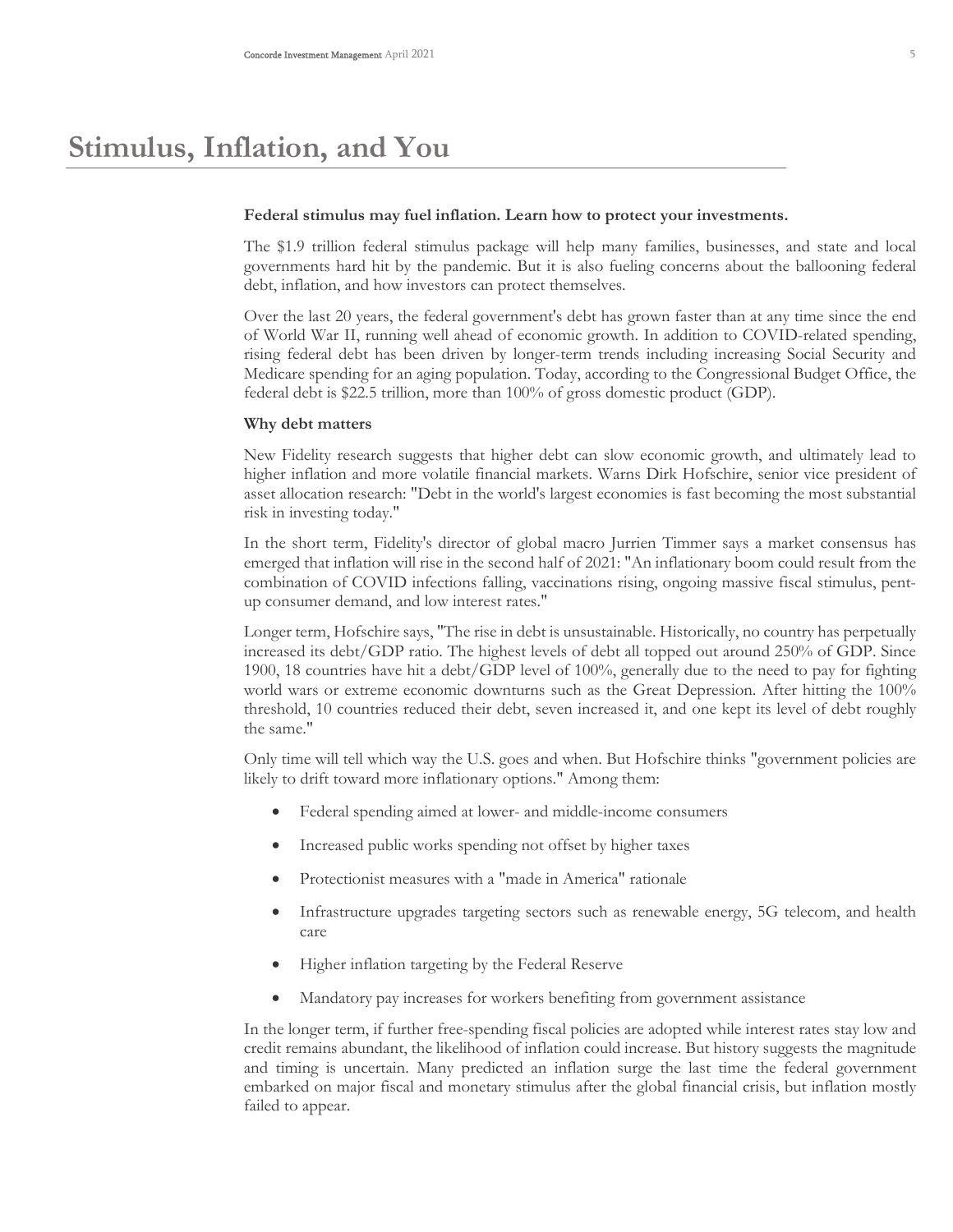# Stimulus, Inflation, and You

**Federal stimulus may fuel inflation. Learn how to protect your investments.**

The $1.9 trillion federal stimulus package will help many families, businesses, and state and local governments hard hit by the pandemic. But it is also fueling concerns about the ballooning federal debt, inflation, and how investors can protect themselves.

Over the last 20 years, the federal government's debt has grown faster than at any time since the end of World War II, running well ahead of economic growth. In addition to COVID-related spending, rising federal debt has been driven by longer-term trends including increasing Social Security and Medicare spending for an aging population. Today, according to the Congressional Budget Office, the federal debt is $22.5 trillion, more than 100% of gross domestic product (GDP).

**Why debt matters**

New Fidelity research suggests that higher debt can slow economic growth, and ultimately lead to higher inflation and more volatile financial markets. Warns Dirk Hofschire, senior vice president of asset allocation research: "Debt in the world's largest economies is fast becoming the most substantial risk in investing today."

In the short term, Fidelity's director of global macro Jurrien Timmer says a market consensus has emerged that inflation will rise in the second half of 2021: "An inflationary boom could result from the combination of COVID infections falling, vaccinations rising, ongoing massive fiscal stimulus, pent-up consumer demand, and low interest rates."

Longer term, Hofschire says, "The rise in debt is unsustainable. Historically, no country has perpetually increased its debt/GDP ratio. The highest levels of debt all topped out around 250% of GDP. Since 1900, 18 countries have hit a debt/GDP level of 100%, generally due to the need to pay for fighting world wars or extreme economic downturns such as the Great Depression. After hitting the 100% threshold, 10 countries reduced their debt, seven increased it, and one kept its level of debt roughly the same."

Only time will tell which way the U.S. goes and when. But Hofschire thinks "government policies are likely to drift toward more inflationary options." Among them:

- Federal spending aimed at lower- and middle-income consumers
- Increased public works spending not offset by higher taxes
- Protectionist measures with a "made in America" rationale
- Infrastructure upgrades targeting sectors such as renewable energy, 5G telecom, and health care
- Higher inflation targeting by the Federal Reserve
- Mandatory pay increases for workers benefiting from government assistance

In the longer term, if further free-spending fiscal policies are adopted while interest rates stay low and credit remains abundant, the likelihood of inflation could increase. But history suggests the magnitude and timing is uncertain. Many predicted an inflation surge the last time the federal government embarked on major fiscal and monetary stimulus after the global financial crisis, but inflation mostly failed to appear.